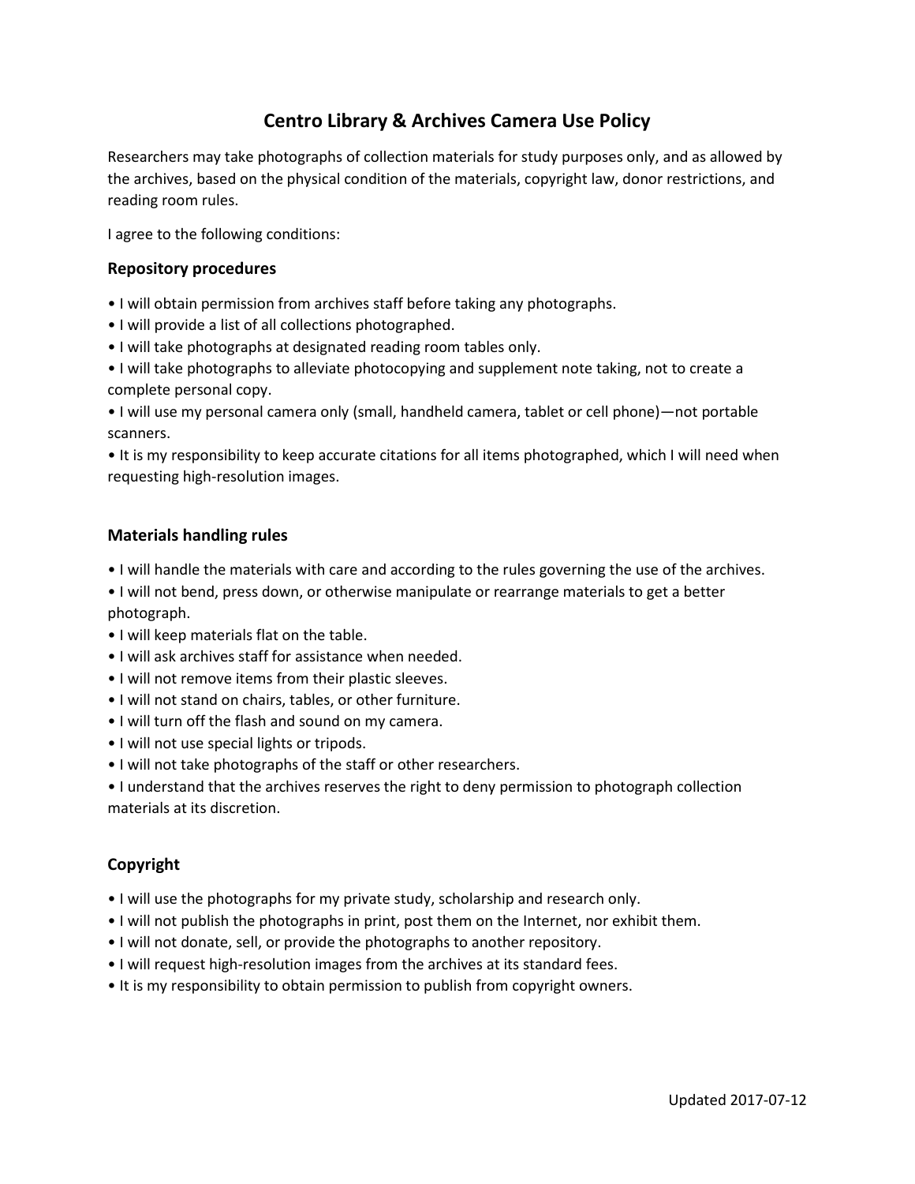# Centro Library & Archives Camera Use Policy

Researchers may take photographs of collection materials for study purposes only, and as allowed by the archives, based on the physical condition of the materials, copyright law, donor restrictions, and reading room rules.

I agree to the following conditions:

## Repository procedures

- I will obtain permission from archives staff before taking any photographs.
- I will provide a list of all collections photographed.
- I will take photographs at designated reading room tables only.
- I will take photographs to alleviate photocopying and supplement note taking, not to create a complete personal copy.
- I will use my personal camera only (small, handheld camera, tablet or cell phone)—not portable scanners.
- It is my responsibility to keep accurate citations for all items photographed, which I will need when requesting high-resolution images.

## Materials handling rules

- I will handle the materials with care and according to the rules governing the use of the archives.
- I will not bend, press down, or otherwise manipulate or rearrange materials to get a better photograph.
- I will keep materials flat on the table.
- I will ask archives staff for assistance when needed.
- I will not remove items from their plastic sleeves.
- I will not stand on chairs, tables, or other furniture.
- I will turn off the flash and sound on my camera.
- I will not use special lights or tripods.
- I will not take photographs of the staff or other researchers.
- I understand that the archives reserves the right to deny permission to photograph collection materials at its discretion.

## Copyright

- I will use the photographs for my private study, scholarship and research only.
- I will not publish the photographs in print, post them on the Internet, nor exhibit them.
- I will not donate, sell, or provide the photographs to another repository.
- I will request high-resolution images from the archives at its standard fees.
- It is my responsibility to obtain permission to publish from copyright owners.

Updated 2017-07-12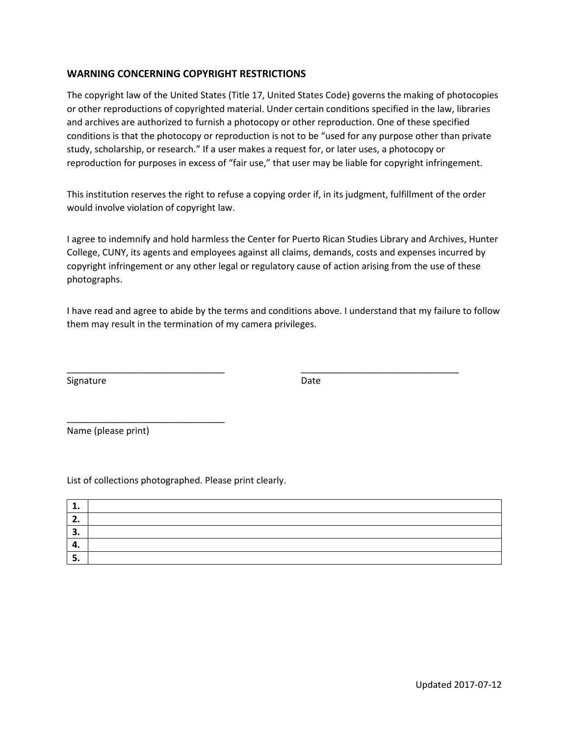## WARNING CONCERNING COPYRIGHT RESTRICTIONS

The copyright law of the United States (Title 17, United States Code) governs the making of photocopies or other reproductions of copyrighted material. Under certain conditions specified in the law, libraries and archives are authorized to furnish a photocopy or other reproduction. One of these specified conditions is that the photocopy or reproduction is not to be "used for any purpose other than private study, scholarship, or research." If a user makes a request for, or later uses, a photocopy or reproduction for purposes in excess of "fair use," that user may be liable for copyright infringement.

This institution reserves the right to refuse a copying order if, in its judgment, fulfillment of the order would involve violation of copyright law.

I agree to indemnify and hold harmless the Center for Puerto Rican Studies Library and Archives, Hunter College, CUNY, its agents and employees against all claims, demands, costs and expenses incurred by copyright infringement or any other legal or regulatory cause of action arising from the use of these photographs.

I have read and agree to abide by the terms and conditions above. I understand that my failure to follow them may result in the termination of my camera privileges.

________________________________ ________________________________
Signature Date

________________________________
Name (please print)

List of collections photographed. Please print clearly.

| | |
|---|---|
| **1.** | |
| **2.** | |
| **3.** | |
| **4.** | |
| **5.** | |

Updated 2017-07-12